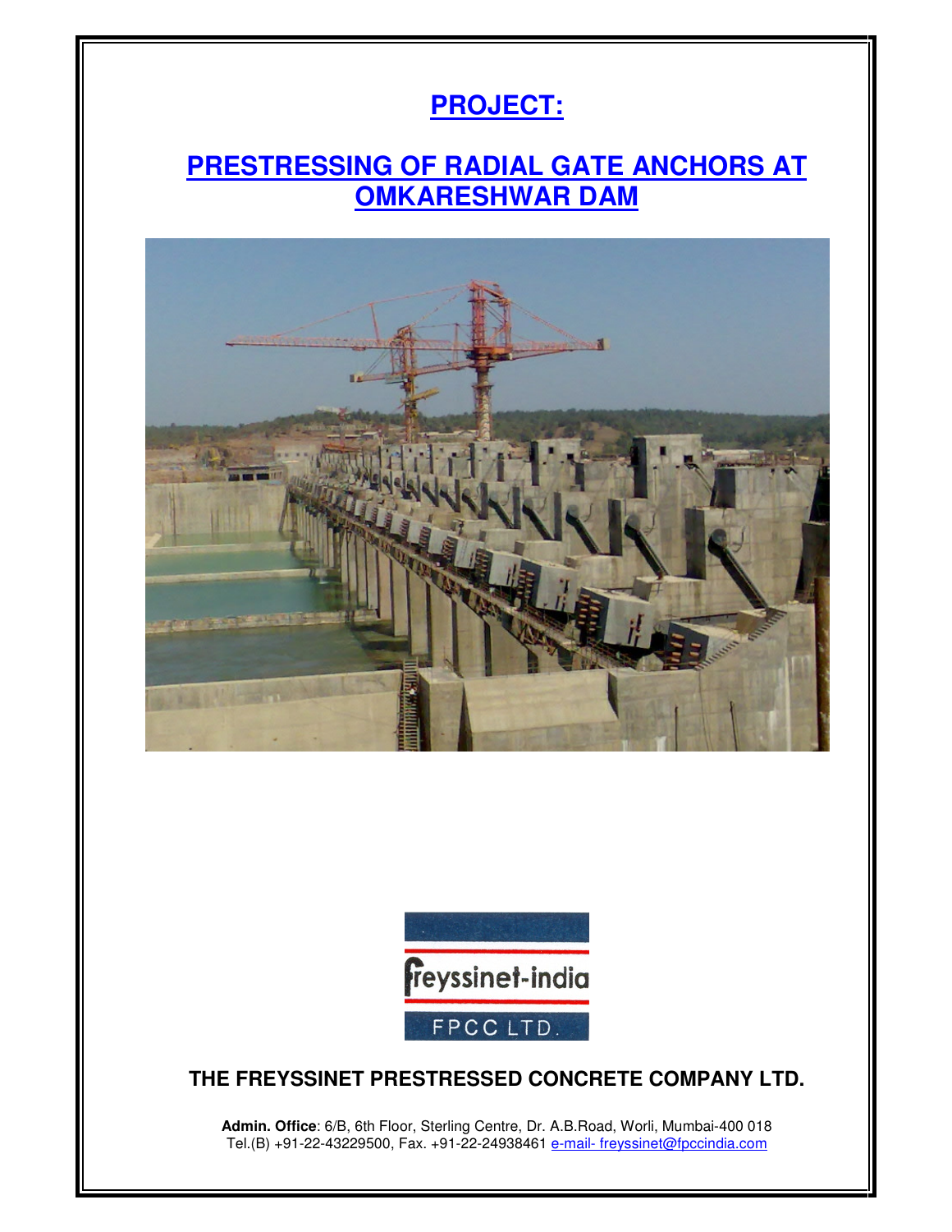# PROJECT:

# PRESTRESSING OF RADIAL GATE ANCHORS AT OMKARESHWAR DAM

freyssinet-india

FPCC LTD.

**THE FREYSSINET PRESTRESSED CONCRETE COMPANY LTD.**

**Admin. Office**: 6/B, 6th Floor, Sterling Centre, Dr. A.B.Road, Worli, Mumbai-400 018
Tel.(B) +91-22-43229500, Fax. +91-22-24938461 e-mail- freyssinet@fpccindia.com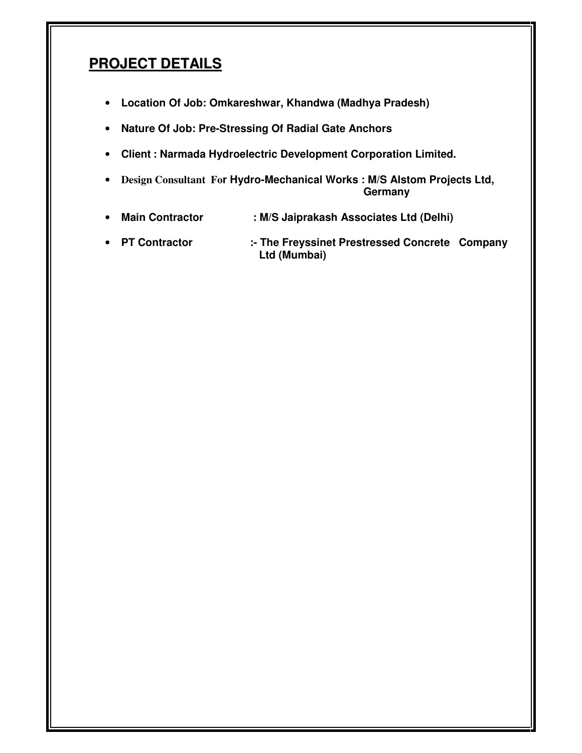## **PROJECT DETAILS**

- **Location Of Job: Omkareshwar, Khandwa (Madhya Pradesh)**
- **Nature Of Job: Pre-Stressing Of Radial Gate Anchors**
- **Client : Narmada Hydroelectric Development Corporation Limited.**
- **Design Consultant For Hydro-Mechanical Works : M/S Alstom Projects Ltd, Germany**
- **Main Contractor : M/S Jaiprakash Associates Ltd (Delhi)**
- **PT Contractor :- The Freyssinet Prestressed Concrete Company Ltd (Mumbai)**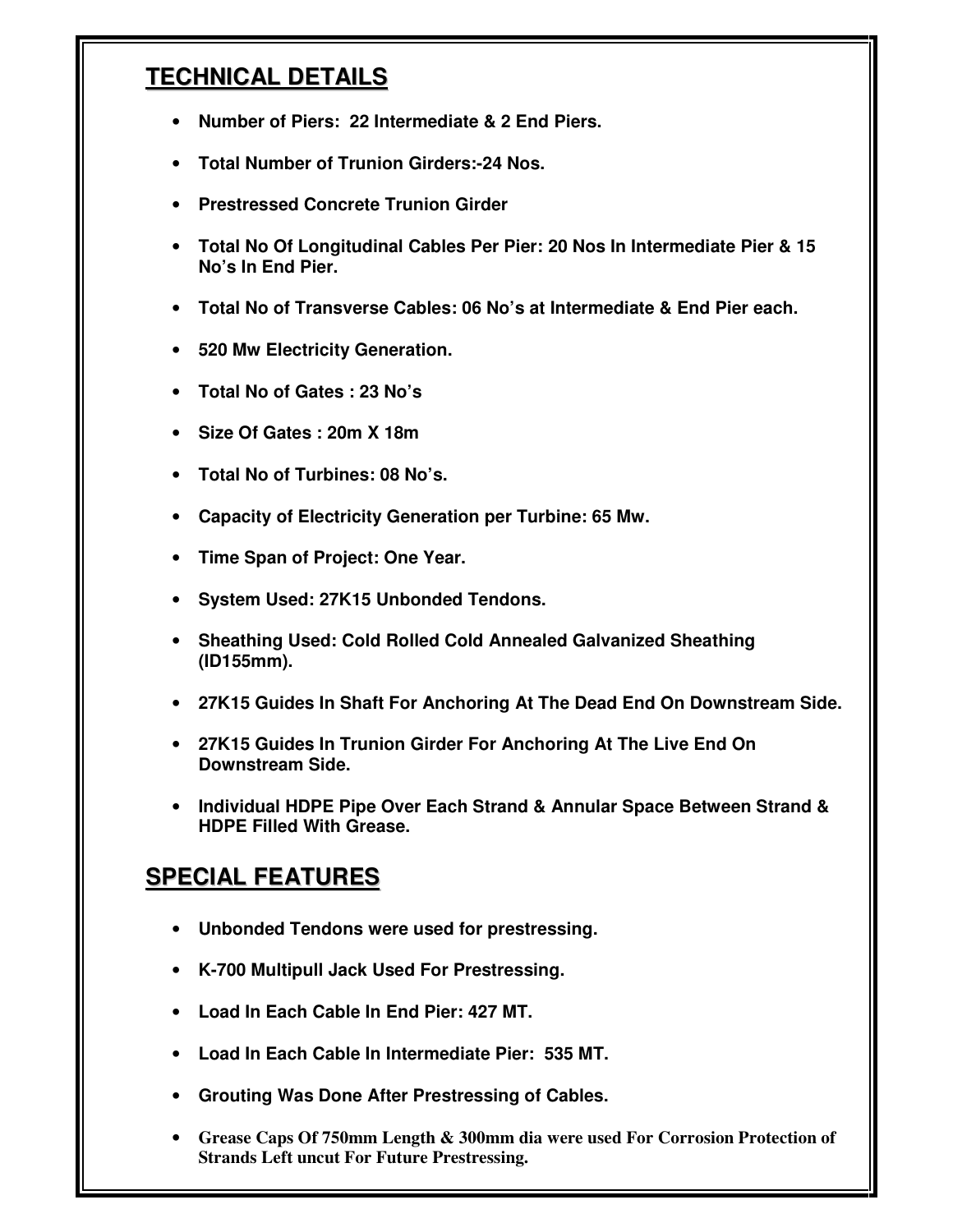## TECHNICAL DETAILS

- **Number of Piers: 22 Intermediate & 2 End Piers.**
- **Total Number of Trunion Girders:-24 Nos.**
- **Prestressed Concrete Trunion Girder**
- **Total No Of Longitudinal Cables Per Pier: 20 Nos In Intermediate Pier & 15 No's In End Pier.**
- **Total No of Transverse Cables: 06 No's at Intermediate & End Pier each.**
- **520 Mw Electricity Generation.**
- **Total No of Gates : 23 No's**
- **Size Of Gates : 20m X 18m**
- **Total No of Turbines: 08 No's.**
- **Capacity of Electricity Generation per Turbine: 65 Mw.**
- **Time Span of Project: One Year.**
- **System Used: 27K15 Unbonded Tendons.**
- **Sheathing Used: Cold Rolled Cold Annealed Galvanized Sheathing (ID155mm).**
- **27K15 Guides In Shaft For Anchoring At The Dead End On Downstream Side.**
- **27K15 Guides In Trunion Girder For Anchoring At The Live End On Downstream Side.**
- **Individual HDPE Pipe Over Each Strand & Annular Space Between Strand & HDPE Filled With Grease.**

## SPECIAL FEATURES

- **Unbonded Tendons were used for prestressing.**
- **K-700 Multipull Jack Used For Prestressing.**
- **Load In Each Cable In End Pier: 427 MT.**
- **Load In Each Cable In Intermediate Pier: 535 MT.**
- **Grouting Was Done After Prestressing of Cables.**
- **Grease Caps Of 750mm Length & 300mm dia were used For Corrosion Protection of Strands Left uncut For Future Prestressing.**